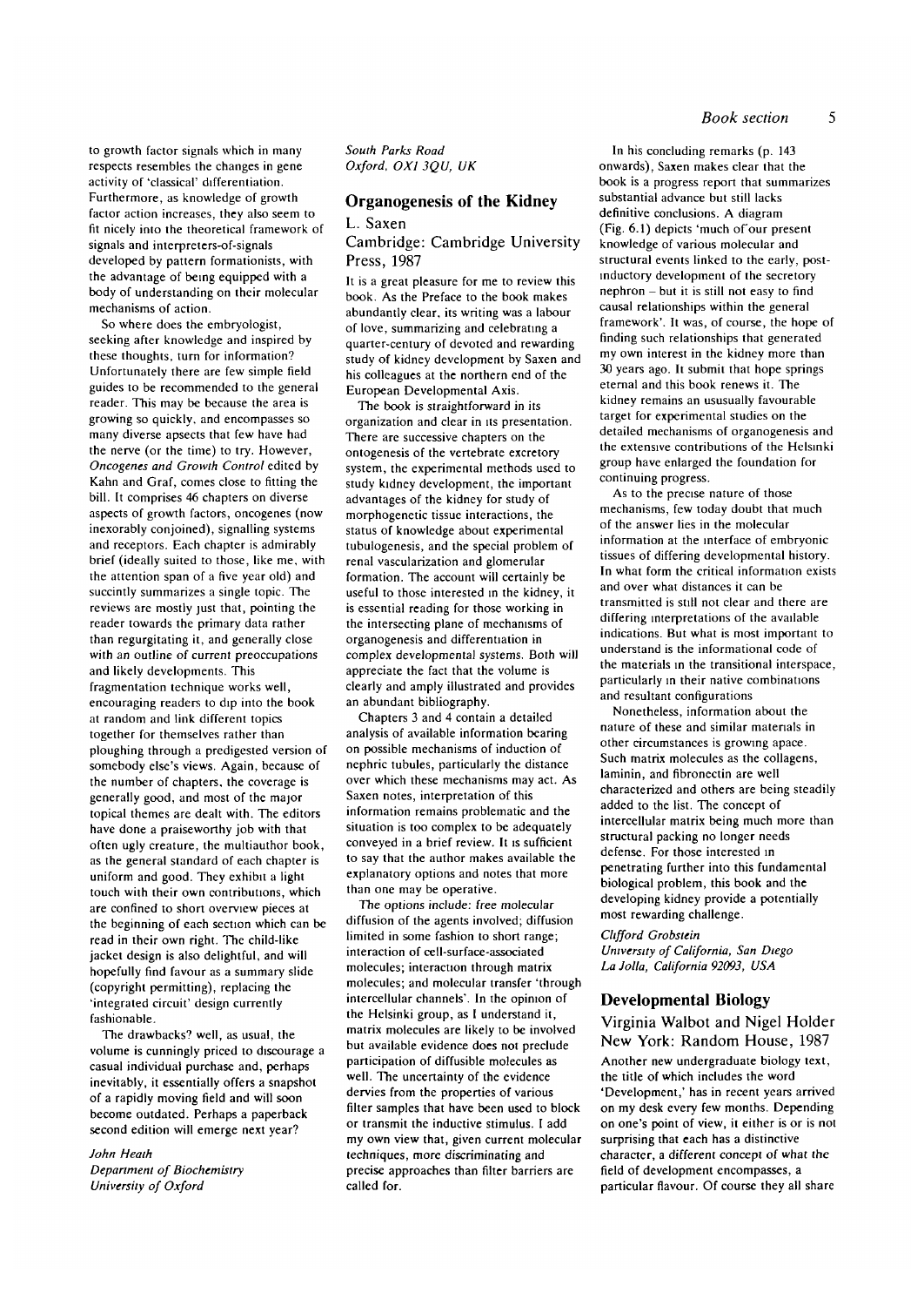to growth factor signals which in many respects resembles the changes in gene activity of 'classical' differentiation. Furthermore, as knowledge of growth factor action increases, they also seem to fit nicely into the theoretical framework of signals and interpreters-of-signals developed by pattern formationists, with the advantage of being equipped with a body of understanding on their molecular mechanisms of action.

So where does the embryologist, seeking after knowledge and inspired by these thoughts, turn for information? Unfortunately there are few simple field guides to be recommended to the general reader. This may be because the area is growing so quickly, and encompasses so many diverse apsects that few have had the nerve (or the time) to try. However, *Oncogenes and Growth Control* edited by Kahn and Graf, comes close to fitting the bill. It comprises 46 chapters on diverse aspects of growth factors, oncogenes (now inexorably conjoined), signalling systems and receptors. Each chapter is admirably brief (ideally suited to those, like me, with the attention span of a five year old) and succintly summarizes a single topic. The reviews are mostly just that, pointing the reader towards the primary data rather than regurgitating it, and generally close with an outline of current preoccupations and likely developments. This fragmentation technique works well, encouraging readers to dip into the book at random and link different topics together for themselves rather than ploughing through a predigested version of somebody else's views. Again, because of the number of chapters, the coverage is generally good, and most of the major topical themes are dealt with. The editors have done a praiseworthy job with that often ugly creature, the multiauthor book, as the general standard of each chapter is uniform and good. They exhibit a light touch with their own contributions, which are confined to short overview pieces at the beginning of each section which can be read in their own right. The child-like jacket design is also delightful, and will hopefully find favour as a summary slide (copyright permitting), replacing the 'integrated circuit' design currently fashionable.

The drawbacks? well, as usual, the volume is cunningly priced to discourage a casual individual purchase and, perhaps inevitably, it essentially offers a snapshot of a rapidly moving field and will soon become outdated. Perhaps a paperback second edition will emerge next year?

*John Heath*
*Department of Biochemistry*
*University of Oxford*
*South Parks Road*
*Oxford, OX1 3QU, UK*

## Organogenesis of the Kidney

L. Saxen
Cambridge: Cambridge University Press, 1987

It is a great pleasure for me to review this book. As the Preface to the book makes abundantly clear, its writing was a labour of love, summarizing and celebrating a quarter-century of devoted and rewarding study of kidney development by Saxen and his colleagues at the northern end of the European Developmental Axis.

The book is straightforward in its organization and clear in its presentation. There are successive chapters on the ontogenesis of the vertebrate excretory system, the experimental methods used to study kidney development, the important advantages of the kidney for study of morphogenetic tissue interactions, the status of knowledge about experimental tubulogenesis, and the special problem of renal vascularization and glomerular formation. The account will certainly be useful to those interested in the kidney, it is essential reading for those working in the intersecting plane of mechanisms of organogenesis and differentiation in complex developmental systems. Both will appreciate the fact that the volume is clearly and amply illustrated and provides an abundant bibliography.

Chapters 3 and 4 contain a detailed analysis of available information bearing on possible mechanisms of induction of nephric tubules, particularly the distance over which these mechanisms may act. As Saxen notes, interpretation of this information remains problematic and the situation is too complex to be adequately conveyed in a brief review. It is sufficient to say that the author makes available the explanatory options and notes that more than one may be operative.

The options include: free molecular diffusion of the agents involved; diffusion limited in some fashion to short range; interaction of cell-surface-associated molecules; interaction through matrix molecules; and molecular transfer 'through intercellular channels'. In the opinion of the Helsinki group, as I understand it, matrix molecules are likely to be involved but available evidence does not preclude participation of diffusible molecules as well. The uncertainty of the evidence dervies from the properties of various filter samples that have been used to block or transmit the inductive stimulus. I add my own view that, given current molecular techniques, more discriminating and precise approaches than filter barriers are called for.

In his concluding remarks (p. 143 onwards), Saxen makes clear that the book is a progress report that summarizes substantial advance but still lacks definitive conclusions. A diagram (Fig. 6.1) depicts 'much of our present knowledge of various molecular and structural events linked to the early, post-inductory development of the secretory nephron – but it is still not easy to find causal relationships within the general framework'. It was, of course, the hope of finding such relationships that generated my own interest in the kidney more than 30 years ago. It submit that hope springs eternal and this book renews it. The kidney remains an ususually favourable target for experimental studies on the detailed mechanisms of organogenesis and the extensive contributions of the Helsinki group have enlarged the foundation for continuing progress.

As to the precise nature of those mechanisms, few today doubt that much of the answer lies in the molecular information at the interface of embryonic tissues of differing developmental history. In what form the critical information exists and over what distances it can be transmitted is still not clear and there are differing interpretations of the available indications. But what is most important to understand is the informational code of the materials in the transitional interspace, particularly in their native combinations and resultant configurations

Nonetheless, information about the nature of these and similar materials in other circumstances is growing apace. Such matrix molecules as the collagens, laminin, and fibronectin are well characterized and others are being steadily added to the list. The concept of intercellular matrix being much more than structural packing no longer needs defense. For those interested in penetrating further into this fundamental biological problem, this book and the developing kidney provide a potentially most rewarding challenge.

*Clifford Grobstein*
*University of California, San Diego*
*La Jolla, California 92093, USA*

## Developmental Biology

Virginia Walbot and Nigel Holder
New York: Random House, 1987

Another new undergraduate biology text, the title of which includes the word 'Development,' has in recent years arrived on my desk every few months. Depending on one's point of view, it either is or is not surprising that each has a distinctive character, a different concept of what the field of development encompasses, a particular flavour. Of course they all share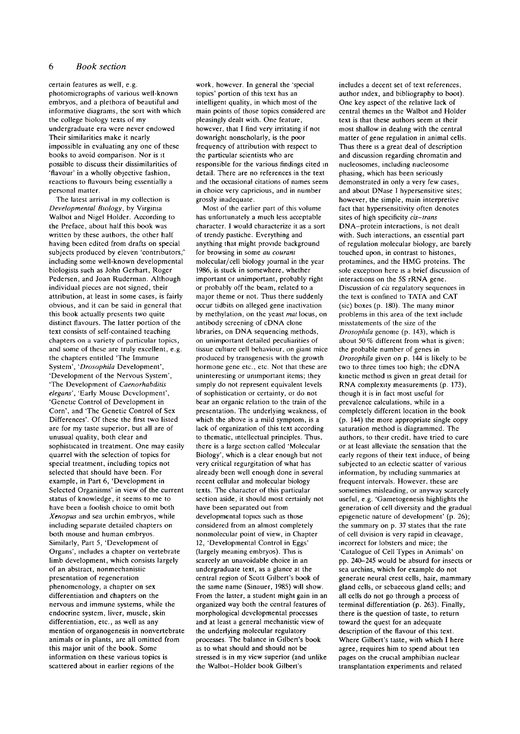certain features as well, e.g. photomicrographs of various well-known embryos, and a plethora of beautiful and informative diagrams, the sort with which the college biology texts of my undergraduate era were never endowed Their similarities make it nearly impossible in evaluating any one of these books to avoid comparison. Nor is it possible to discuss their dissimilarities of 'flavour' in a wholly objective fashion, reactions to flavours being essentially a personal matter.

The latest arrival in my collection is *Developmental Biology*, by Virginia Walbot and Nigel Holder. According to the Preface, about half this book was written by these authors, the other half having been edited from drafts on special subjects produced by eleven 'contributors;' including some well-known developmental biologists such as John Gerhart, Roger Pedersen, and Joan Ruderman. Although individual pieces are not signed, their attribution, at least in some cases, is fairly obvious, and it can be said in general that this book actually presents two quite distinct flavours. The latter portion of the text consists of self-contained teaching chapters on a variety of particular topics, and some of these are truly excellent, e.g. the chapters entitled 'The Immune System', '*Drosophila* Development', 'Development of the Nervous System', 'The Development of *Caenorhabditis elegans*', 'Early Mouse Development', 'Genetic Control of Development in Corn', and 'The Genetic Control of Sex Differences'. Of these the first two listed are for my taste superior, but all are of unusual quality, both clear and sophisticated in treatment. One may easily quarrel with the selection of topics for special treatment, including topics not selected that should have been. For example, in Part 6, 'Development in Selected Organisms' in view of the current status of knowledge, it seems to me to have been a foolish choice to omit both *Xenopus* and sea urchin embryos, while including separate detailed chapters on both mouse and human embryos. Similarly, Part 5, 'Development of Organs', includes a chapter on vertebrate limb development, which consists largely of an abstract, nonmechanistic presentation of regeneration phenomenology, a chapter on sex differentiation and chapters on the nervous and immune systems, while the endocrine system, liver, muscle, skin differentiation, etc., as well as any mention of organogenesis in nonvertebrate animals or in plants, are all omitted from this major unit of the book. Some information on these various topics is scattered about in earlier regions of the work, however. In general the 'special topics' portion of this text has an intelligent quality, in which most of the main points of those topics considered are pleasingly dealt with. One feature, however, that I find very irritating if not downright nonscholarly, is the poor frequency of attribution with respect to the particular scientists who are responsible for the various findings cited in detail. There are no references in the text and the occasional citations of names seem in choice very capricious, and in number grossly inadequate.

Most of the earlier part of this volume has unfortunately a much less acceptable character. I would characterize it as a sort of trendy pastiche. Everything and anything that might provide background for browsing in some *au courant* molecular/cell biology journal in the year 1986, is stuck in somewhere, whether important or unimportant, probably right or probably off the beam, related to a major theme or not. Thus there suddenly occur tidbits on alleged gene inactivation by methylation, on the yeast *mat* locus, on antibody screening of cDNA clone libraries, on DNA sequencing methods, on unimportant detailed peculiarities of tissue culture cell behaviour, on giant mice produced by transgenesis with the growth hormone gene etc., etc. Not that these are uninteresting or unimportant items; they simply do not represent equivalent levels of sophistication or certainty, or do not bear an organic relation to the train of the presentation. The underlying weakness, of which the above is a mild symptom, is a lack of organization of this text according to thematic, intellectual principles. Thus, there is a large section called 'Molecular Biology', which is a clear enough but not very critical regurgitation of what has already been well enough done in several recent cellular and molecular biology texts. The character of this particular section aside, it should most certainly not have been separated out from developmental topics such as those considered from an almost completely nonmolecular point of view, in Chapter 12, 'Developmental Control in Eggs' (largely meaning embryos). This is scarcely an unavoidable choice in an undergraduate text, as a glance at the central region of Scott Gilbert's book of the same name (Sinauer, 1985) will show. From the latter, a student might gain in an organized way both the central features of morphological developmental processes and at least a general mechanistic view of the underlying molecular regulatory processes. The balance in Gilbert's book as to what should and should not be stressed is in my view superior (and unlike the Walbot–Holder book Gilbert's includes a decent set of text references, author index, and bibliography to boot). One key aspect of the relative lack of central themes in the Walbot and Holder text is that these authors seem at their most shallow in dealing with the central matter of gene regulation in animal cells. Thus there is a great deal of description and discussion regarding chromatin and nucleosomes, including nucleosome phasing, which has been seriously demonstrated in only a very few cases, and about DNase I hypersensitive sites; however, the simple, main interpretive fact that hypersensitivity often denotes sites of high specificity *cis–trans* DNA–protein interactions, is not dealt with. Such interactions, an essential part of regulation molecular biology, are barely touched upon, in contrast to histones, protamines, and the HMG proteins. The sole exception here is a brief discussion of interactions on the 5S rRNA gene. Discussion of *cis* regulatory sequences in the text is confined to TATA and CAT (sic) boxes (p. 180). The many minor problems in this area of the text include misstatements of the size of the *Drosophila* genome (p. 143), which is about 50 % different from what is given; the probable number of genes in *Drosophila* given on p. 144 is likely to be two to three times too high; the cDNA kinetic method is given in great detail for RNA complexity measurements (p. 173), though it is in fact most useful for prevalence calculations, while in a completely different location in the book (p. 144) the more appropriate single copy saturation method is diagrammed. The authors, to their credit, have tried to cure or at least alleviate the sensation that the early regions of their text induce, of being subjected to an eclectic scatter of various information, by including summaries at frequent intervals. However, these are sometimes misleading, or anyway scarcely useful, e.g. 'Gametogenesis highlights the generation of cell diversity and the gradual epigenetic nature of development' (p. 26); the summary on p. 37 states that the rate of cell division is very rapid in cleavage, incorrect for lobsters and mice; the 'Catalogue of Cell Types in Animals' on pp. 240–245 would be absurd for insects or sea urchins, which for example do not generate neural crest cells, hair, mammary gland cells, or sebaceous gland cells; and all cells do not go through a process of terminal differentiation (p. 263). Finally, there is the question of taste, to return toward the quest for an adequate description of the flavour of this text. Where Gilbert's taste, with which I here agree, requires him to spend about ten pages on the crucial amphibian nuclear transplantation experiments and related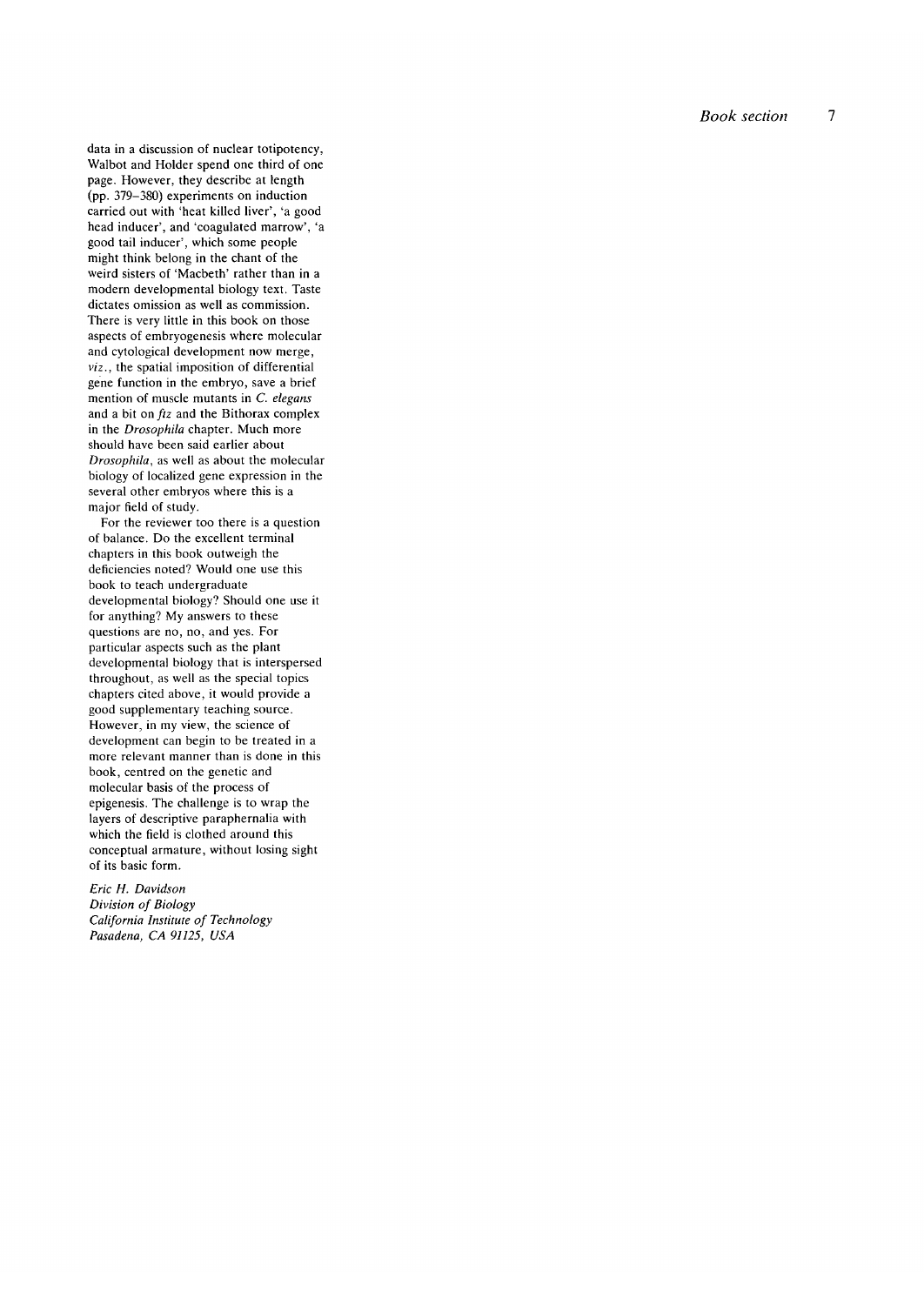data in a discussion of nuclear totipotency, Walbot and Holder spend one third of one page. However, they describe at length (pp. 379–380) experiments on induction carried out with 'heat killed liver', 'a good head inducer', and 'coagulated marrow', 'a good tail inducer', which some people might think belong in the chant of the weird sisters of 'Macbeth' rather than in a modern developmental biology text. Taste dictates omission as well as commission. There is very little in this book on those aspects of embryogenesis where molecular and cytological development now merge, *viz.*, the spatial imposition of differential gene function in the embryo, save a brief mention of muscle mutants in *C. elegans* and a bit on *ftz* and the Bithorax complex in the *Drosophila* chapter. Much more should have been said earlier about *Drosophila*, as well as about the molecular biology of localized gene expression in the several other embryos where this is a major field of study.

For the reviewer too there is a question of balance. Do the excellent terminal chapters in this book outweigh the deficiencies noted? Would one use this book to teach undergraduate developmental biology? Should one use it for anything? My answers to these questions are no, no, and yes. For particular aspects such as the plant developmental biology that is interspersed throughout, as well as the special topics chapters cited above, it would provide a good supplementary teaching source. However, in my view, the science of development can begin to be treated in a more relevant manner than is done in this book, centred on the genetic and molecular basis of the process of epigenesis. The challenge is to wrap the layers of descriptive paraphernalia with which the field is clothed around this conceptual armature, without losing sight of its basic form.

*Eric H. Davidson*
*Division of Biology*
*California Institute of Technology*
*Pasadena, CA 91125, USA*